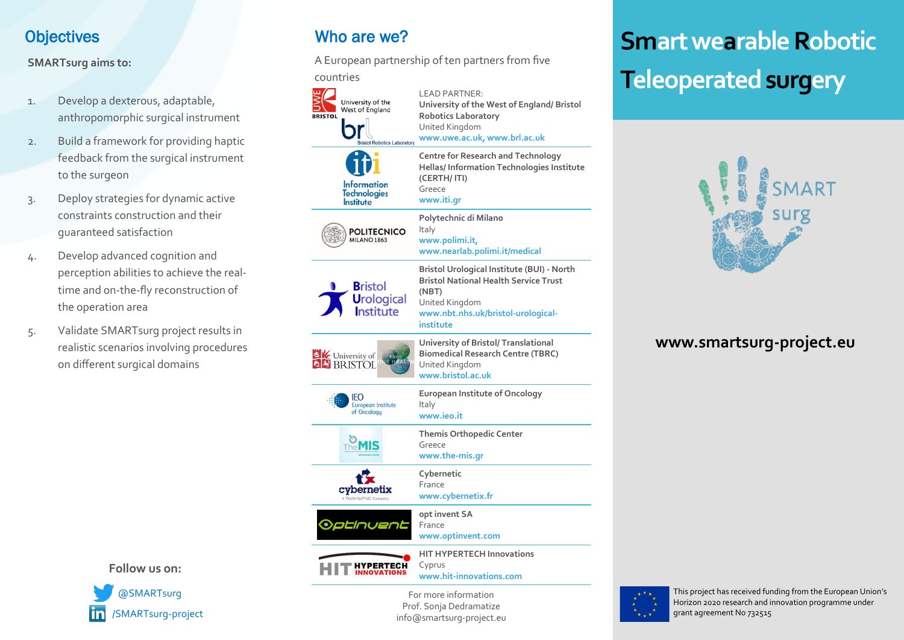## Objectives

**SMARTsurg aims to:**

1. Develop a dexterous, adaptable, anthropomorphic surgical instrument
2. Build a framework for providing haptic feedback from the surgical instrument to the surgeon
3. Deploy strategies for dynamic active constraints construction and their guaranteed satisfaction
4. Develop advanced cognition and perception abilities to achieve the real-time and on-the-fly reconstruction of the operation area
5. Validate SMARTsurg project results in realistic scenarios involving procedures on different surgical domains

**Follow us on:**

@SMARTsurg

/SMARTsurg-project

## Who are we?

A European partnership of ten partners from five countries

LEAD PARTNER:
**University of the West of England/ Bristol Robotics Laboratory**
United Kingdom
www.uwe.ac.uk, www.brl.ac.uk

**Centre for Research and Technology Hellas/ Information Technologies Institute (CERTH/ ITI)**
Greece
www.iti.gr

**Polytechnic di Milano**
Italy
www.polimi.it,
www.nearlab.polimi.it/medical

**Bristol Urological Institute (BUI) - North Bristol National Health Service Trust (NBT)**
United Kingdom
www.nbt.nhs.uk/bristol-urological-institute

**University of Bristol/ Translational Biomedical Research Centre (TBRC)**
United Kingdom
www.bristol.ac.uk

**European Institute of Oncology**
Italy
www.ieo.it

**Themis Orthopedic Center**
Greece
www.the-mis.gr

**Cybernetic**
France
www.cybernetix.fr

**opt invent SA**
France
www.optinvent.com

**HIT HYPERTECH Innovations**
Cyprus
www.hit-innovations.com

For more information
Prof. Sonja Dedramatize
info@smartsurg-project.eu

# Smart wearable Robotic Teleoperated surgery

**www.smartsurg-project.eu**

This project has received funding from the European Union's Horizon 2020 research and innovation programme under grant agreement No 732515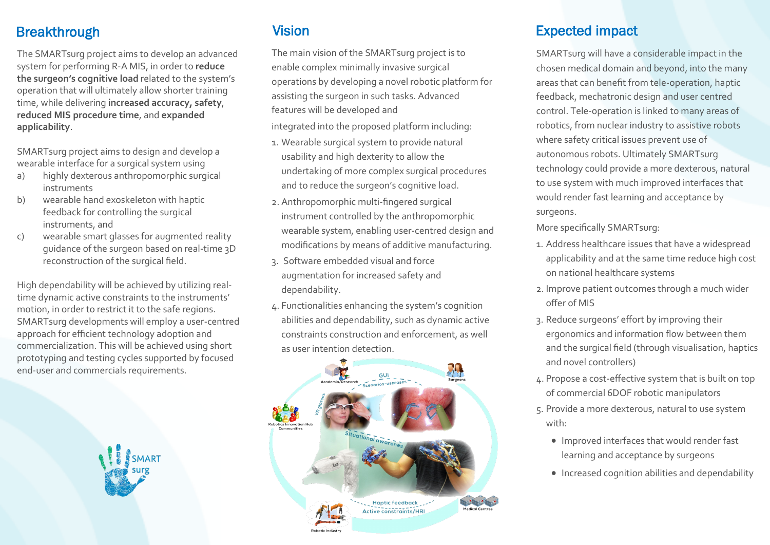## Breakthrough

The SMARTsurg project aims to develop an advanced system for performing R-A MIS, in order to **reduce the surgeon's cognitive load** related to the system's operation that will ultimately allow shorter training time, while delivering **increased accuracy, safety**, **reduced MIS procedure time**, and **expanded applicability**.

SMARTsurg project aims to design and develop a wearable interface for a surgical system using

a) highly dexterous anthropomorphic surgical instruments
b) wearable hand exoskeleton with haptic feedback for controlling the surgical instruments, and
c) wearable smart glasses for augmented reality guidance of the surgeon based on real-time 3D reconstruction of the surgical field.

High dependability will be achieved by utilizing real-time dynamic active constraints to the instruments' motion, in order to restrict it to the safe regions. SMARTsurg developments will employ a user-centred approach for efficient technology adoption and commercialization. This will be achieved using short prototyping and testing cycles supported by focused end-user and commercials requirements.

SMART surg

## Vision

The main vision of the SMARTsurg project is to enable complex minimally invasive surgical operations by developing a novel robotic platform for assisting the surgeon in such tasks. Advanced features will be developed and integrated into the proposed platform including:

1. Wearable surgical system to provide natural usability and high dexterity to allow the undertaking of more complex surgical procedures and to reduce the surgeon's cognitive load.
2. Anthropomorphic multi-fingered surgical instrument controlled by the anthropomorphic wearable system, enabling user-centred design and modifications by means of additive manufacturing.
3. Software embedded visual and force augmentation for increased safety and dependability.
4. Functionalities enhancing the system's cognition abilities and dependability, such as dynamic active constraints construction and enforcement, as well as user intention detection.

Academia/Research
GUI
Scenarios-usecases
Surgeons
VR glasses
Robotics Innovation Hub Communities
Situational awarenes
Haptic feedback
Active constraints/HRI
Medical Centres
Robotic Industry

## Expected impact

SMARTsurg will have a considerable impact in the chosen medical domain and beyond, into the many areas that can benefit from tele-operation, haptic feedback, mechatronic design and user centred control. Tele-operation is linked to many areas of robotics, from nuclear industry to assistive robots where safety critical issues prevent use of autonomous robots. Ultimately SMARTsurg technology could provide a more dexterous, natural to use system with much improved interfaces that would render fast learning and acceptance by surgeons.

More specifically SMARTsurg:

1. Address healthcare issues that have a widespread applicability and at the same time reduce high cost on national healthcare systems
2. Improve patient outcomes through a much wider offer of MIS
3. Reduce surgeons' effort by improving their ergonomics and information flow between them and the surgical field (through visualisation, haptics and novel controllers)
4. Propose a cost-effective system that is built on top of commercial 6DOF robotic manipulators
5. Provide a more dexterous, natural to use system with:
   - Improved interfaces that would render fast learning and acceptance by surgeons
   - Increased cognition abilities and dependability